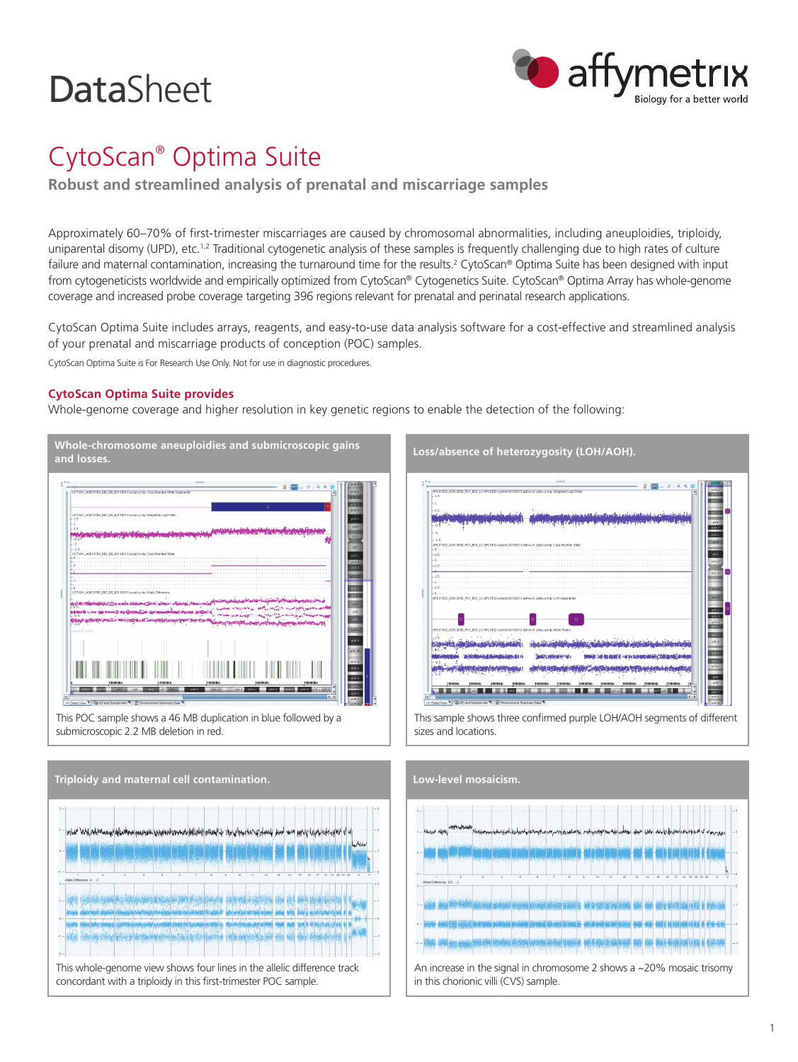# DataSheet

## CytoScan® Optima Suite

**Robust and streamlined analysis of prenatal and miscarriage samples**

Approximately 60–70% of first-trimester miscarriages are caused by chromosomal abnormalities, including aneuploidies, triploidy, uniparental disomy (UPD), etc.[1,2] Traditional cytogenetic analysis of these samples is frequently challenging due to high rates of culture failure and maternal contamination, increasing the turnaround time for the results.[2] CytoScan® Optima Suite has been designed with input from cytogeneticists worldwide and empirically optimized from CytoScan® Cytogenetics Suite. CytoScan® Optima Array has whole-genome coverage and increased probe coverage targeting 396 regions relevant for prenatal and perinatal research applications.

CytoScan Optima Suite includes arrays, reagents, and easy-to-use data analysis software for a cost-effective and streamlined analysis of your prenatal and miscarriage products of conception (POC) samples.

CytoScan Optima Suite is For Research Use Only. Not for use in diagnostic procedures.

### CytoScan Optima Suite provides

Whole-genome coverage and higher resolution in key genetic regions to enable the detection of the following:

**Whole-chromosome aneuploidies and submicroscopic gains and losses.**

This POC sample shows a 46 MB duplication in blue followed by a submicroscopic 2.2 MB deletion in red.

**Loss/absence of heterozygosity (LOH/AOH).**

This sample shows three confirmed purple LOH/AOH segments of different sizes and locations.

**Triploidy and maternal cell contamination.**

This whole-genome view shows four lines in the allelic difference track concordant with a triploidy in this first-trimester POC sample.

**Low-level mosaicism.**

An increase in the signal in chromosome 2 shows a ~20% mosaic trisomy in this chorionic villi (CVS) sample.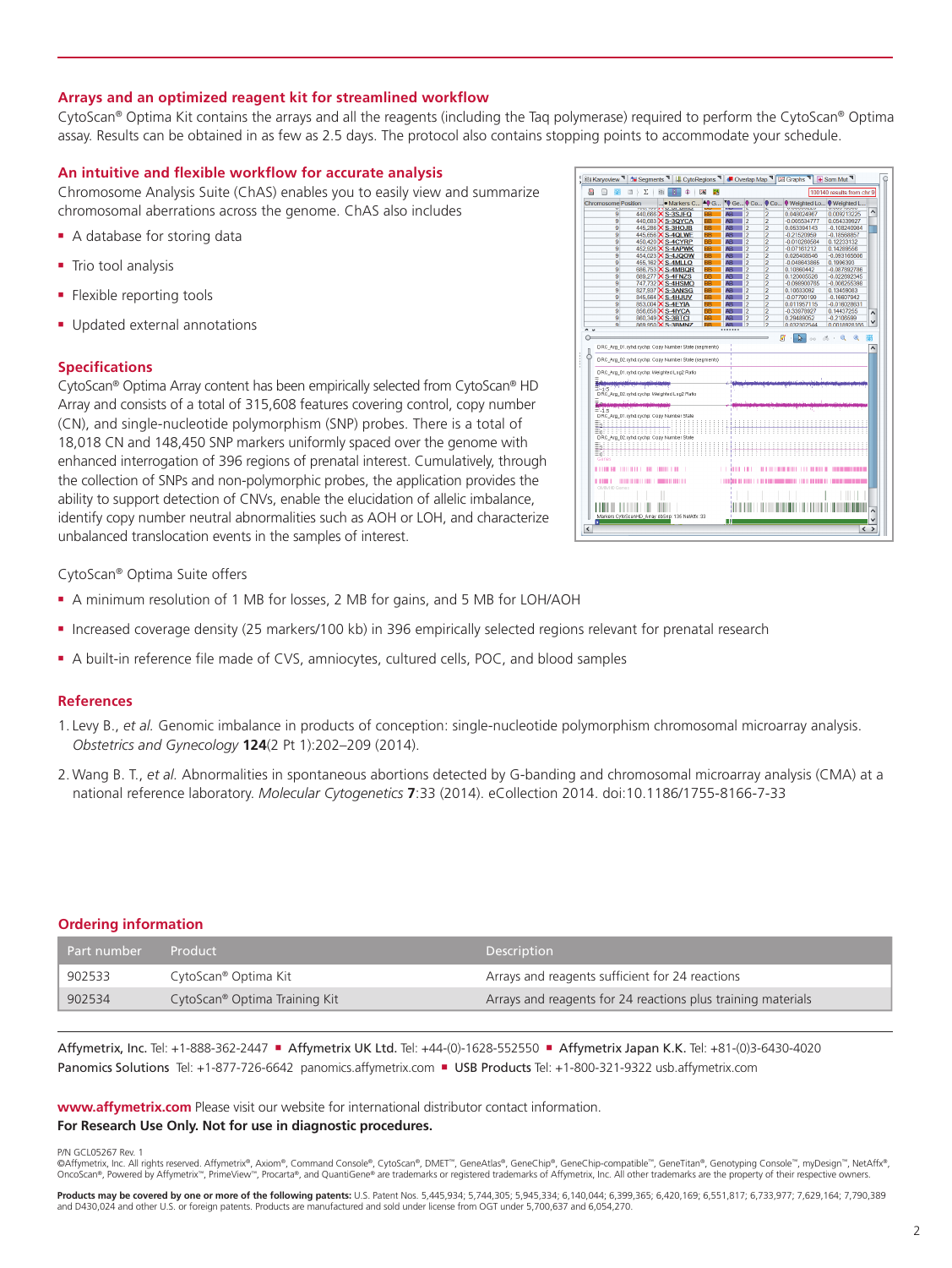## Arrays and an optimized reagent kit for streamlined workflow

CytoScan® Optima Kit contains the arrays and all the reagents (including the Taq polymerase) required to perform the CytoScan® Optima assay. Results can be obtained in as few as 2.5 days. The protocol also contains stopping points to accommodate your schedule.

## An intuitive and flexible workflow for accurate analysis

Chromosome Analysis Suite (ChAS) enables you to easily view and summarize chromosomal aberrations across the genome. ChAS also includes

- A database for storing data
- Trio tool analysis
- Flexible reporting tools
- Updated external annotations

## Specifications

CytoScan® Optima Array content has been empirically selected from CytoScan® HD Array and consists of a total of 315,608 features covering control, copy number (CN), and single-nucleotide polymorphism (SNP) probes. There is a total of 18,018 CN and 148,450 SNP markers uniformly spaced over the genome with enhanced interrogation of 396 regions of prenatal interest. Cumulatively, through the collection of SNPs and non-polymorphic probes, the application provides the ability to support detection of CNVs, enable the elucidation of allelic imbalance, identify copy number neutral abnormalities such as AOH or LOH, and characterize unbalanced translocation events in the samples of interest.

CytoScan® Optima Suite offers

- A minimum resolution of 1 MB for losses, 2 MB for gains, and 5 MB for LOH/AOH
- Increased coverage density (25 markers/100 kb) in 396 empirically selected regions relevant for prenatal research
- A built-in reference file made of CVS, amniocytes, cultured cells, POC, and blood samples

## References

1. Levy B., *et al.* Genomic imbalance in products of conception: single-nucleotide polymorphism chromosomal microarray analysis. *Obstetrics and Gynecology* **124**(2 Pt 1):202–209 (2014).
2. Wang B. T., *et al.* Abnormalities in spontaneous abortions detected by G-banding and chromosomal microarray analysis (CMA) at a national reference laboratory. *Molecular Cytogenetics* **7**:33 (2014). eCollection 2014. doi:10.1186/1755-8166-7-33

## Ordering information

| Part number | Product | Description |
|---|---|---|
| 902533 | CytoScan® Optima Kit | Arrays and reagents sufficient for 24 reactions |
| 902534 | CytoScan® Optima Training Kit | Arrays and reagents for 24 reactions plus training materials |

**Affymetrix, Inc.** Tel: +1-888-362-2447 ▪ **Affymetrix UK Ltd.** Tel: +44-(0)-1628-552550 ▪ **Affymetrix Japan K.K.** Tel: +81-(0)3-6430-4020
**Panomics Solutions** Tel: +1-877-726-6642 panomics.affymetrix.com ▪ **USB Products** Tel: +1-800-321-9322 usb.affymetrix.com

**www.affymetrix.com** Please visit our website for international distributor contact information.
**For Research Use Only. Not for use in diagnostic procedures.**

P/N GCL05267 Rev. 1
©Affymetrix, Inc. All rights reserved. Affymetrix®, Axiom®, Command Console®, CytoScan®, DMET™, GeneAtlas®, GeneChip®, GeneChip-compatible™, GeneTitan®, Genotyping Console™, myDesign™, NetAffx®, OncoScan®, Powered by Affymetrix™, PrimeView™, Procarta®, and QuantiGene® are trademarks or registered trademarks of Affymetrix, Inc. All other trademarks are the property of their respective owners.

**Products may be covered by one or more of the following patents:** U.S. Patent Nos. 5,445,934; 5,744,305; 5,945,334; 6,140,044; 6,399,365; 6,420,169; 6,551,817; 6,733,977; 7,629,164; 7,790,389 and D430,024 and other U.S. or foreign patents. Products are manufactured and sold under license from OGT under 5,700,637 and 6,054,270.